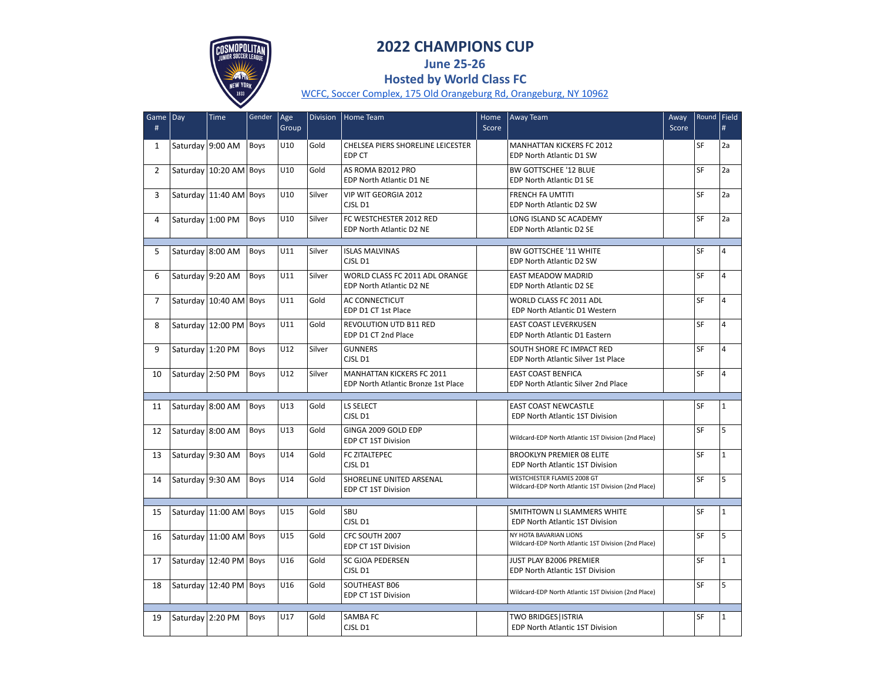# 2022 CHAMPIONS CUP

## June 25-26

## Hosted by World Class FC

WCFC, Soccer Complex, 175 Old Orangeburg Rd, Orangeburg, NY 10962

| Game # | Day | Time | Gender | Age Group | Division | Home Team | Home Score | Away Team | Away Score | Round | Field # |
|---|---|---|---|---|---|---|---|---|---|---|---|
| 1 | Saturday | 9:00 AM | Boys | U10 | Gold | CHELSEA PIERS SHORELINE LEICESTER EDP CT | | MANHATTAN KICKERS FC 2012 EDP North Atlantic D1 SW | | SF | 2a |
| 2 | Saturday | 10:20 AM | Boys | U10 | Gold | AS ROMA B2012 PRO EDP North Atlantic D1 NE | | BW GOTTSCHEE '12 BLUE EDP North Atlantic D1 SE | | SF | 2a |
| 3 | Saturday | 11:40 AM | Boys | U10 | Silver | VIP WIT GEORGIA 2012 CJSL D1 | | FRENCH FA UMTITI EDP North Atlantic D2 SW | | SF | 2a |
| 4 | Saturday | 1:00 PM | Boys | U10 | Silver | FC WESTCHESTER 2012 RED EDP North Atlantic D2 NE | | LONG ISLAND SC ACADEMY EDP North Atlantic D2 SE | | SF | 2a |
| | | | | | | | | | | | |
| 5 | Saturday | 8:00 AM | Boys | U11 | Silver | ISLAS MALVINAS CJSL D1 | | BW GOTTSCHEE '11 WHITE EDP North Atlantic D2 SW | | SF | 4 |
| 6 | Saturday | 9:20 AM | Boys | U11 | Silver | WORLD CLASS FC 2011 ADL ORANGE EDP North Atlantic D2 NE | | EAST MEADOW MADRID EDP North Atlantic D2 SE | | SF | 4 |
| 7 | Saturday | 10:40 AM | Boys | U11 | Gold | AC CONNECTICUT EDP D1 CT 1st Place | | WORLD CLASS FC 2011 ADL EDP North Atlantic D1 Western | | SF | 4 |
| 8 | Saturday | 12:00 PM | Boys | U11 | Gold | REVOLUTION UTD B11 RED EDP D1 CT 2nd Place | | EAST COAST LEVERKUSEN EDP North Atlantic D1 Eastern | | SF | 4 |
| 9 | Saturday | 1:20 PM | Boys | U12 | Silver | GUNNERS CJSL D1 | | SOUTH SHORE FC IMPACT RED EDP North Atlantic Silver 1st Place | | SF | 4 |
| 10 | Saturday | 2:50 PM | Boys | U12 | Silver | MANHATTAN KICKERS FC 2011 EDP North Atlantic Bronze 1st Place | | EAST COAST BENFICA EDP North Atlantic Silver 2nd Place | | SF | 4 |
| | | | | | | | | | | | |
| 11 | Saturday | 8:00 AM | Boys | U13 | Gold | LS SELECT CJSL D1 | | EAST COAST NEWCASTLE EDP North Atlantic 1ST Division | | SF | 1 |
| 12 | Saturday | 8:00 AM | Boys | U13 | Gold | GINGA 2009 GOLD EDP EDP CT 1ST Division | | Wildcard-EDP North Atlantic 1ST Division (2nd Place) | | SF | 5 |
| 13 | Saturday | 9:30 AM | Boys | U14 | Gold | FC ZITALTEPEC CJSL D1 | | BROOKLYN PREMIER 08 ELITE EDP North Atlantic 1ST Division | | SF | 1 |
| 14 | Saturday | 9:30 AM | Boys | U14 | Gold | SHORELINE UNITED ARSENAL EDP CT 1ST Division | | WESTCHESTER FLAMES 2008 GT Wildcard-EDP North Atlantic 1ST Division (2nd Place) | | SF | 5 |
| | | | | | | | | | | | |
| 15 | Saturday | 11:00 AM | Boys | U15 | Gold | SBU CJSL D1 | | SMITHTOWN LI SLAMMERS WHITE EDP North Atlantic 1ST Division | | SF | 1 |
| 16 | Saturday | 11:00 AM | Boys | U15 | Gold | CFC SOUTH 2007 EDP CT 1ST Division | | NY HOTA BAVARIAN LIONS Wildcard-EDP North Atlantic 1ST Division (2nd Place) | | SF | 5 |
| 17 | Saturday | 12:40 PM | Boys | U16 | Gold | SC GJOA PEDERSEN CJSL D1 | | JUST PLAY B2006 PREMIER EDP North Atlantic 1ST Division | | SF | 1 |
| 18 | Saturday | 12:40 PM | Boys | U16 | Gold | SOUTHEAST B06 EDP CT 1ST Division | | Wildcard-EDP North Atlantic 1ST Division (2nd Place) | | SF | 5 |
| | | | | | | | | | | | |
| 19 | Saturday | 2:20 PM | Boys | U17 | Gold | SAMBA FC CJSL D1 | | TWO BRIDGES\|ISTRIA EDP North Atlantic 1ST Division | | SF | 1 |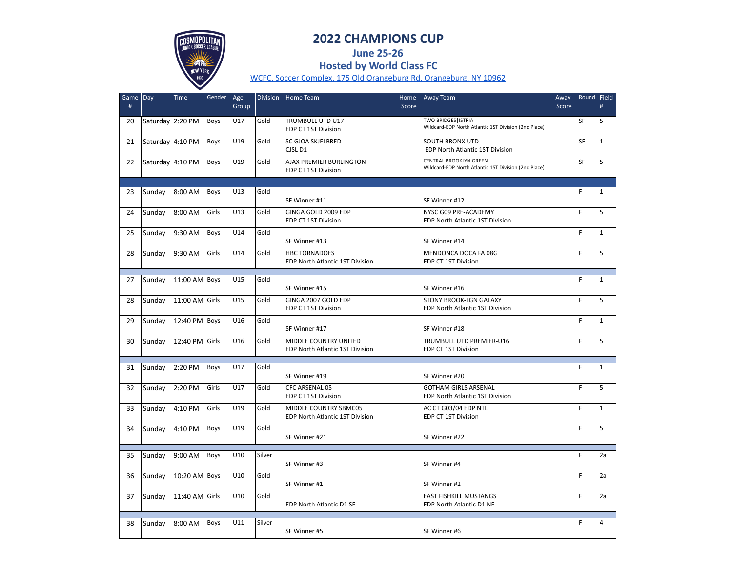# 2022 CHAMPIONS CUP

## June 25-26

## Hosted by World Class FC

WCFC, Soccer Complex, 175 Old Orangeburg Rd, Orangeburg, NY 10962

| Game # | Day | Time | Gender | Age Group | Division | Home Team | Home Score | Away Team | Away Score | Round | Field # |
|---|---|---|---|---|---|---|---|---|---|---|---|
| 20 | Saturday | 2:20 PM | Boys | U17 | Gold | TRUMBULL UTD U17 EDP CT 1ST Division | | TWO BRIDGES\|ISTRIA Wildcard-EDP North Atlantic 1ST Division (2nd Place) | | SF | 5 |
| 21 | Saturday | 4:10 PM | Boys | U19 | Gold | SC GJOA SKJELBRED CJSL D1 | | SOUTH BRONX UTD EDP North Atlantic 1ST Division | | SF | 1 |
| 22 | Saturday | 4:10 PM | Boys | U19 | Gold | AJAX PREMIER BURLINGTON EDP CT 1ST Division | | CENTRAL BROOKLYN GREEN Wildcard-EDP North Atlantic 1ST Division (2nd Place) | | SF | 5 |
| | | | | | | | | | | | |
| 23 | Sunday | 8:00 AM | Boys | U13 | Gold | SF Winner #11 | | SF Winner #12 | | F | 1 |
| 24 | Sunday | 8:00 AM | Girls | U13 | Gold | GINGA GOLD 2009 EDP EDP CT 1ST Division | | NYSC G09 PRE-ACADEMY EDP North Atlantic 1ST Division | | F | 5 |
| 25 | Sunday | 9:30 AM | Boys | U14 | Gold | SF Winner #13 | | SF Winner #14 | | F | 1 |
| 28 | Sunday | 9:30 AM | Girls | U14 | Gold | HBC TORNADOES EDP North Atlantic 1ST Division | | MENDONCA DOCA FA 08G EDP CT 1ST Division | | F | 5 |
| | | | | | | | | | | | |
| 27 | Sunday | 11:00 AM | Boys | U15 | Gold | SF Winner #15 | | SF Winner #16 | | F | 1 |
| 28 | Sunday | 11:00 AM | Girls | U15 | Gold | GINGA 2007 GOLD EDP EDP CT 1ST Division | | STONY BROOK-LGN GALAXY EDP North Atlantic 1ST Division | | F | 5 |
| 29 | Sunday | 12:40 PM | Boys | U16 | Gold | SF Winner #17 | | SF Winner #18 | | F | 1 |
| 30 | Sunday | 12:40 PM | Girls | U16 | Gold | MIDDLE COUNTRY UNITED EDP North Atlantic 1ST Division | | TRUMBULL UTD PREMIER-U16 EDP CT 1ST Division | | F | 5 |
| | | | | | | | | | | | |
| 31 | Sunday | 2:20 PM | Boys | U17 | Gold | SF Winner #19 | | SF Winner #20 | | F | 1 |
| 32 | Sunday | 2:20 PM | Girls | U17 | Gold | CFC ARSENAL 05 EDP CT 1ST Division | | GOTHAM GIRLS ARSENAL EDP North Atlantic 1ST Division | | F | 5 |
| 33 | Sunday | 4:10 PM | Girls | U19 | Gold | MIDDLE COUNTRY SBMC05 EDP North Atlantic 1ST Division | | AC CT G03/04 EDP NTL EDP CT 1ST Division | | F | 1 |
| 34 | Sunday | 4:10 PM | Boys | U19 | Gold | SF Winner #21 | | SF Winner #22 | | F | 5 |
| | | | | | | | | | | | |
| 35 | Sunday | 9:00 AM | Boys | U10 | Silver | SF Winner #3 | | SF Winner #4 | | F | 2a |
| 36 | Sunday | 10:20 AM | Boys | U10 | Gold | SF Winner #1 | | SF Winner #2 | | F | 2a |
| 37 | Sunday | 11:40 AM | Girls | U10 | Gold | EDP North Atlantic D1 SE | | EAST FISHKILL MUSTANGS EDP North Atlantic D1 NE | | F | 2a |
| | | | | | | | | | | | |
| 38 | Sunday | 8:00 AM | Boys | U11 | Silver | SF Winner #5 | | SF Winner #6 | | F | 4 |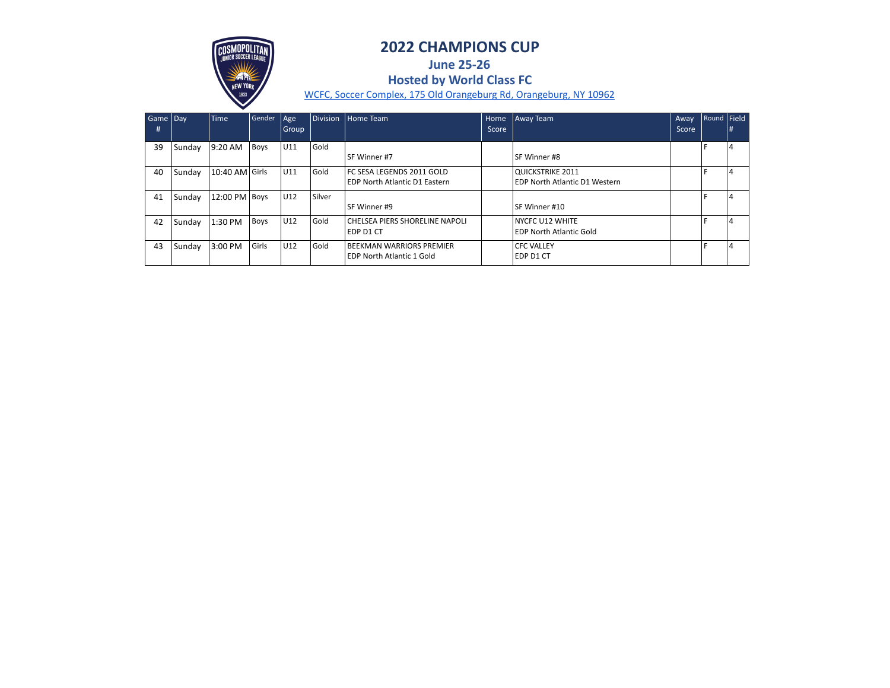# 2022 CHAMPIONS CUP

### June 25-26

### Hosted by World Class FC

WCFC, Soccer Complex, 175 Old Orangeburg Rd, Orangeburg, NY 10962

| Game # | Day | Time | Gender | Age Group | Division | Home Team | Home Score | Away Team | Away Score | Round | Field # |
|---|---|---|---|---|---|---|---|---|---|---|---|
| 39 | Sunday | 9:20 AM | Boys | U11 | Gold | SF Winner #7 | | SF Winner #8 | | F | 4 |
| 40 | Sunday | 10:40 AM | Girls | U11 | Gold | FC SESA LEGENDS 2011 GOLD EDP North Atlantic D1 Eastern | | QUICKSTRIKE 2011 EDP North Atlantic D1 Western | | F | 4 |
| 41 | Sunday | 12:00 PM | Boys | U12 | Silver | SF Winner #9 | | SF Winner #10 | | F | 4 |
| 42 | Sunday | 1:30 PM | Boys | U12 | Gold | CHELSEA PIERS SHORELINE NAPOLI EDP D1 CT | | NYCFC U12 WHITE EDP North Atlantic Gold | | F | 4 |
| 43 | Sunday | 3:00 PM | Girls | U12 | Gold | BEEKMAN WARRIORS PREMIER EDP North Atlantic 1 Gold | | CFC VALLEY EDP D1 CT | | F | 4 |